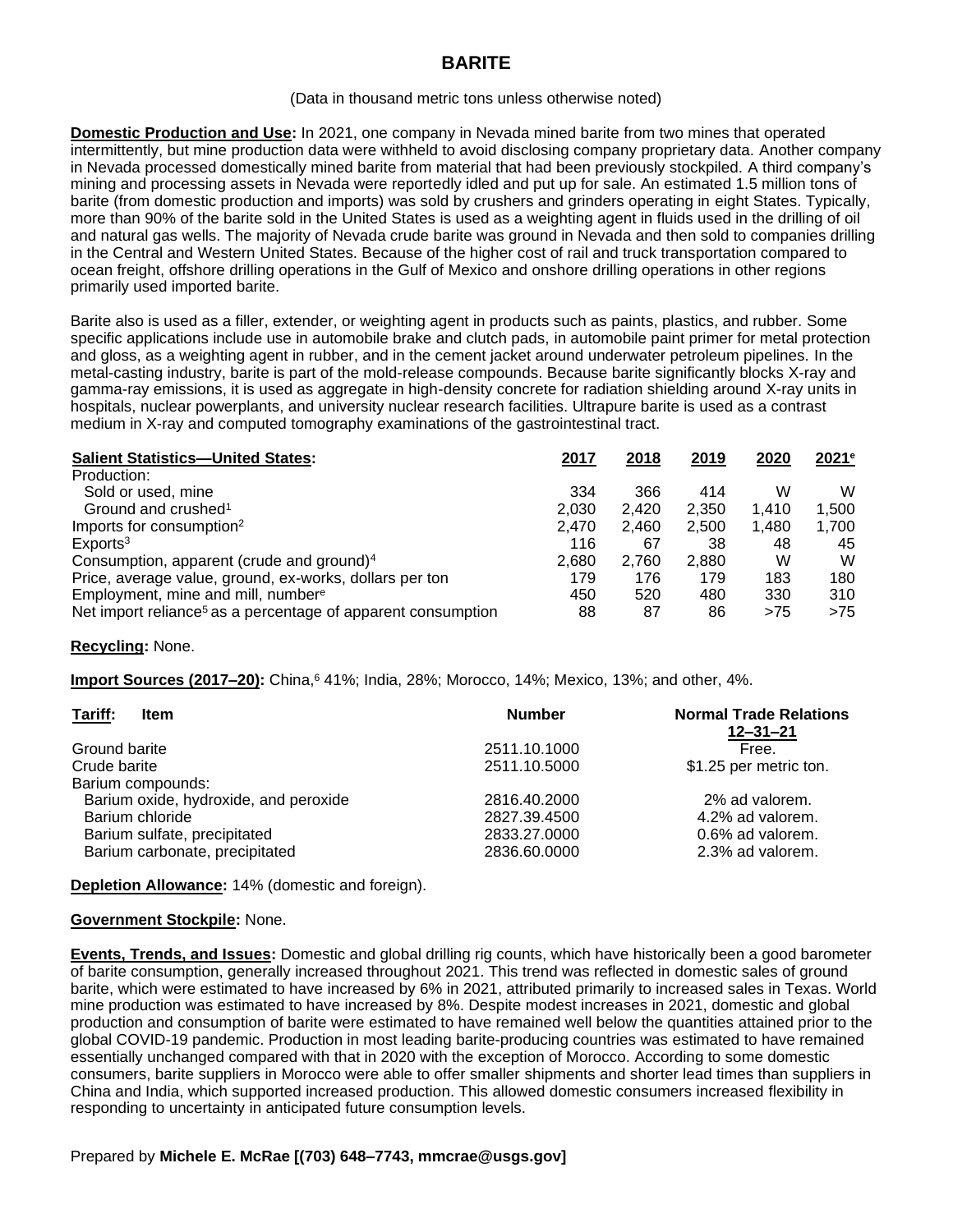# BARITE

(Data in thousand metric tons unless otherwise noted)

**Domestic Production and Use:** In 2021, one company in Nevada mined barite from two mines that operated intermittently, but mine production data were withheld to avoid disclosing company proprietary data. Another company in Nevada processed domestically mined barite from material that had been previously stockpiled. A third company's mining and processing assets in Nevada were reportedly idled and put up for sale. An estimated 1.5 million tons of barite (from domestic production and imports) was sold by crushers and grinders operating in eight States. Typically, more than 90% of the barite sold in the United States is used as a weighting agent in fluids used in the drilling of oil and natural gas wells. The majority of Nevada crude barite was ground in Nevada and then sold to companies drilling in the Central and Western United States. Because of the higher cost of rail and truck transportation compared to ocean freight, offshore drilling operations in the Gulf of Mexico and onshore drilling operations in other regions primarily used imported barite.

Barite also is used as a filler, extender, or weighting agent in products such as paints, plastics, and rubber. Some specific applications include use in automobile brake and clutch pads, in automobile paint primer for metal protection and gloss, as a weighting agent in rubber, and in the cement jacket around underwater petroleum pipelines. In the metal-casting industry, barite is part of the mold-release compounds. Because barite significantly blocks X-ray and gamma-ray emissions, it is used as aggregate in high-density concrete for radiation shielding around X-ray units in hospitals, nuclear powerplants, and university nuclear research facilities. Ultrapure barite is used as a contrast medium in X-ray and computed tomography examinations of the gastrointestinal tract.

| **Salient Statistics—United States:** | 2017 | 2018 | 2019 | 2020 | 2021[e] |
|---|---|---|---|---|---|
| Production: | | | | | |
| Sold or used, mine | 334 | 366 | 414 | W | W |
| Ground and crushed[1] | 2,030 | 2,420 | 2,350 | 1,410 | 1,500 |
| Imports for consumption[2] | 2,470 | 2,460 | 2,500 | 1,480 | 1,700 |
| Exports[3] | 116 | 67 | 38 | 48 | 45 |
| Consumption, apparent (crude and ground)[4] | 2,680 | 2,760 | 2,880 | W | W |
| Price, average value, ground, ex-works, dollars per ton | 179 | 176 | 179 | 183 | 180 |
| Employment, mine and mill, number[e] | 450 | 520 | 480 | 330 | 310 |
| Net import reliance[5] as a percentage of apparent consumption | 88 | 87 | 86 | >75 | >75 |

**Recycling:** None.

**Import Sources (2017–20):** China,[6] 41%; India, 28%; Morocco, 14%; Mexico, 13%; and other, 4%.

| **Tariff:** Item | Number | Normal Trade Relations 12–31–21 |
|---|---|---|
| Ground barite | 2511.10.1000 | Free. |
| Crude barite | 2511.10.5000 | $1.25 per metric ton. |
| Barium compounds: | | |
| Barium oxide, hydroxide, and peroxide | 2816.40.2000 | 2% ad valorem. |
| Barium chloride | 2827.39.4500 | 4.2% ad valorem. |
| Barium sulfate, precipitated | 2833.27.0000 | 0.6% ad valorem. |
| Barium carbonate, precipitated | 2836.60.0000 | 2.3% ad valorem. |

**Depletion Allowance:** 14% (domestic and foreign).

**Government Stockpile:** None.

**Events, Trends, and Issues:** Domestic and global drilling rig counts, which have historically been a good barometer of barite consumption, generally increased throughout 2021. This trend was reflected in domestic sales of ground barite, which were estimated to have increased by 6% in 2021, attributed primarily to increased sales in Texas. World mine production was estimated to have increased by 8%. Despite modest increases in 2021, domestic and global production and consumption of barite were estimated to have remained well below the quantities attained prior to the global COVID-19 pandemic. Production in most leading barite-producing countries was estimated to have remained essentially unchanged compared with that in 2020 with the exception of Morocco. According to some domestic consumers, barite suppliers in Morocco were able to offer smaller shipments and shorter lead times than suppliers in China and India, which supported increased production. This allowed domestic consumers increased flexibility in responding to uncertainty in anticipated future consumption levels.

Prepared by **Michele E. McRae [(703) 648–7743, mmcrae@usgs.gov]**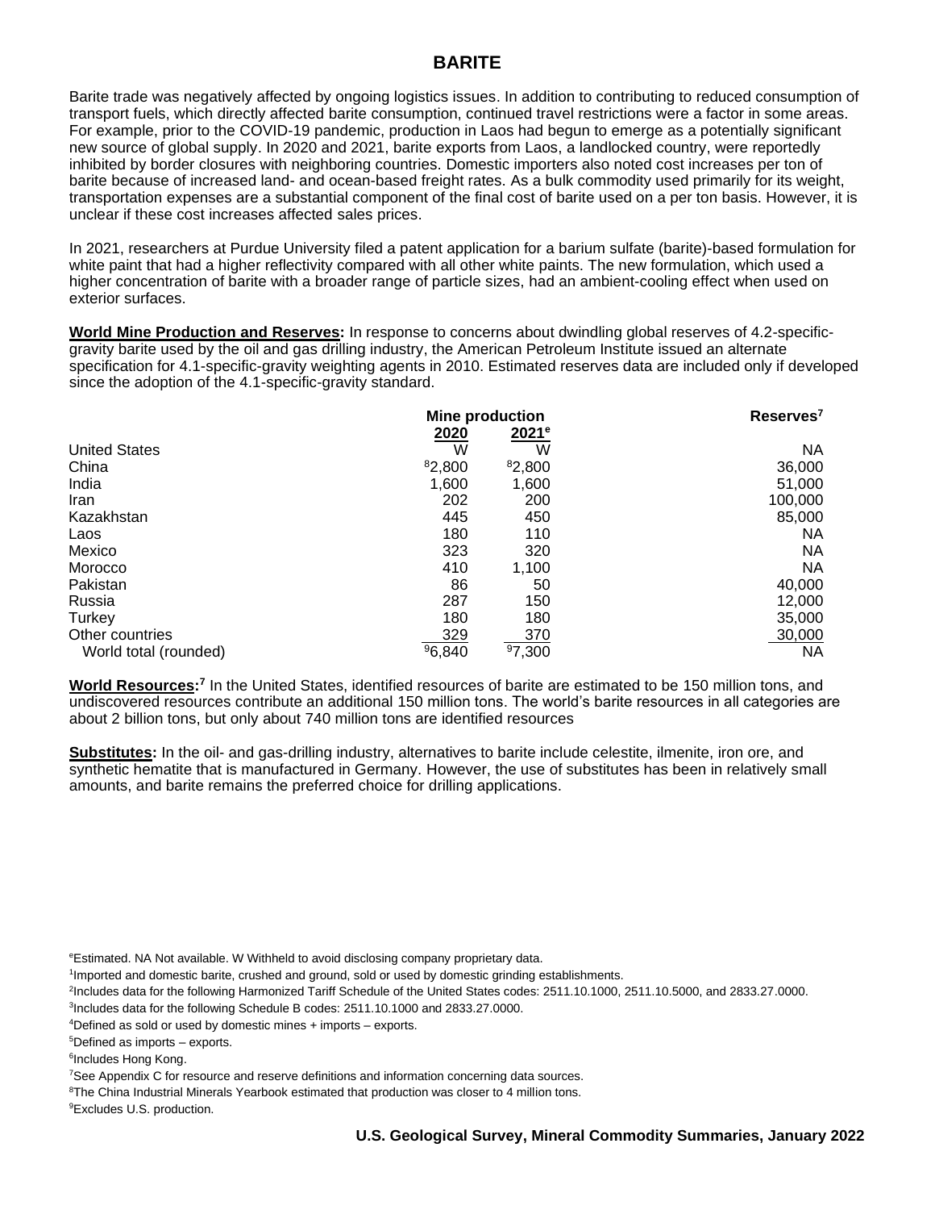# BARITE

Barite trade was negatively affected by ongoing logistics issues. In addition to contributing to reduced consumption of transport fuels, which directly affected barite consumption, continued travel restrictions were a factor in some areas. For example, prior to the COVID-19 pandemic, production in Laos had begun to emerge as a potentially significant new source of global supply. In 2020 and 2021, barite exports from Laos, a landlocked country, were reportedly inhibited by border closures with neighboring countries. Domestic importers also noted cost increases per ton of barite because of increased land- and ocean-based freight rates. As a bulk commodity used primarily for its weight, transportation expenses are a substantial component of the final cost of barite used on a per ton basis. However, it is unclear if these cost increases affected sales prices.

In 2021, researchers at Purdue University filed a patent application for a barium sulfate (barite)-based formulation for white paint that had a higher reflectivity compared with all other white paints. The new formulation, which used a higher concentration of barite with a broader range of particle sizes, had an ambient-cooling effect when used on exterior surfaces.

**World Mine Production and Reserves:** In response to concerns about dwindling global reserves of 4.2-specific-gravity barite used by the oil and gas drilling industry, the American Petroleum Institute issued an alternate specification for 4.1-specific-gravity weighting agents in 2010. Estimated reserves data are included only if developed since the adoption of the 4.1-specific-gravity standard.

| | Mine production | | Reserves[7] |
|---|---|---|---|
| | 2020 | 2021[e] | |
| United States | W | W | NA |
| China | [8]2,800 | [8]2,800 | 36,000 |
| India | 1,600 | 1,600 | 51,000 |
| Iran | 202 | 200 | 100,000 |
| Kazakhstan | 445 | 450 | 85,000 |
| Laos | 180 | 110 | NA |
| Mexico | 323 | 320 | NA |
| Morocco | 410 | 1,100 | NA |
| Pakistan | 86 | 50 | 40,000 |
| Russia | 287 | 150 | 12,000 |
| Turkey | 180 | 180 | 35,000 |
| Other countries | 329 | 370 | 30,000 |
| World total (rounded) | [9]6,840 | [9]7,300 | NA |

**World Resources:**[7] In the United States, identified resources of barite are estimated to be 150 million tons, and undiscovered resources contribute an additional 150 million tons. The world's barite resources in all categories are about 2 billion tons, but only about 740 million tons are identified resources

**Substitutes:** In the oil- and gas-drilling industry, alternatives to barite include celestite, ilmenite, iron ore, and synthetic hematite that is manufactured in Germany. However, the use of substitutes has been in relatively small amounts, and barite remains the preferred choice for drilling applications.

[e]Estimated. NA Not available. W Withheld to avoid disclosing company proprietary data.

[1]Imported and domestic barite, crushed and ground, sold or used by domestic grinding establishments.

[2]Includes data for the following Harmonized Tariff Schedule of the United States codes: 2511.10.1000, 2511.10.5000, and 2833.27.0000.

[3]Includes data for the following Schedule B codes: 2511.10.1000 and 2833.27.0000.

[4]Defined as sold or used by domestic mines + imports – exports.

[5]Defined as imports – exports.

[6]Includes Hong Kong.

[7]See Appendix C for resource and reserve definitions and information concerning data sources.

[8]The China Industrial Minerals Yearbook estimated that production was closer to 4 million tons.

[9]Excludes U.S. production.